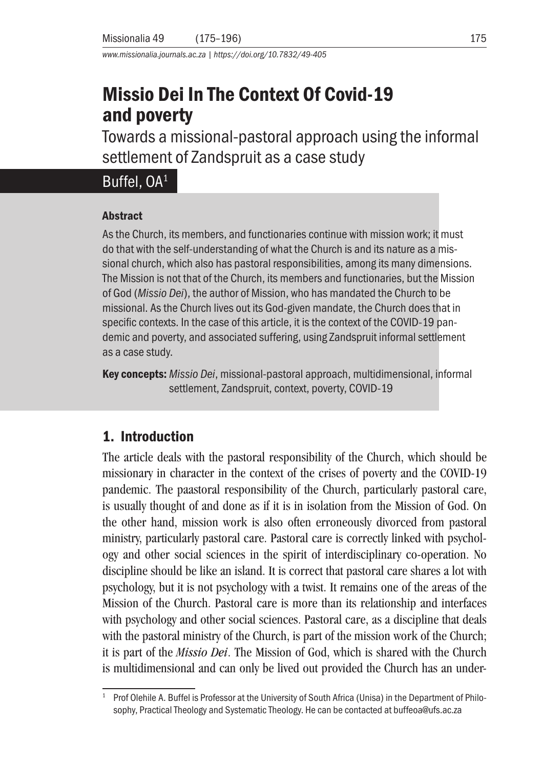# Missio Dei In The Context Of Covid-19 and poverty

## Towards a missional-pastoral approach using the informal settlement of Zandspruit as a case study

Buffel, OA[1]

### Abstract

As the Church, its members, and functionaries continue with mission work; it must do that with the self-understanding of what the Church is and its nature as a missional church, which also has pastoral responsibilities, among its many dimensions. The Mission is not that of the Church, its members and functionaries, but the Mission of God (*Missio Dei*), the author of Mission, who has mandated the Church to be missional. As the Church lives out its God-given mandate, the Church does that in specific contexts. In the case of this article, it is the context of the COVID-19 pandemic and poverty, and associated suffering, using Zandspruit informal settlement as a case study.

**Key concepts:** *Missio Dei*, missional-pastoral approach, multidimensional, informal settlement, Zandspruit, context, poverty, COVID-19

## 1. Introduction

The article deals with the pastoral responsibility of the Church, which should be missionary in character in the context of the crises of poverty and the COVID-19 pandemic. The paastoral responsibility of the Church, particularly pastoral care, is usually thought of and done as if it is in isolation from the Mission of God. On the other hand, mission work is also often erroneously divorced from pastoral ministry, particularly pastoral care. Pastoral care is correctly linked with psychology and other social sciences in the spirit of interdisciplinary co-operation. No discipline should be like an island. It is correct that pastoral care shares a lot with psychology, but it is not psychology with a twist. It remains one of the areas of the Mission of the Church. Pastoral care is more than its relationship and interfaces with psychology and other social sciences. Pastoral care, as a discipline that deals with the pastoral ministry of the Church, is part of the mission work of the Church; it is part of the *Missio Dei*. The Mission of God, which is shared with the Church is multidimensional and can only be lived out provided the Church has an under-

[1] Prof Olehile A. Buffel is Professor at the University of South Africa (Unisa) in the Department of Philosophy, Practical Theology and Systematic Theology. He can be contacted at buffeoa@ufs.ac.za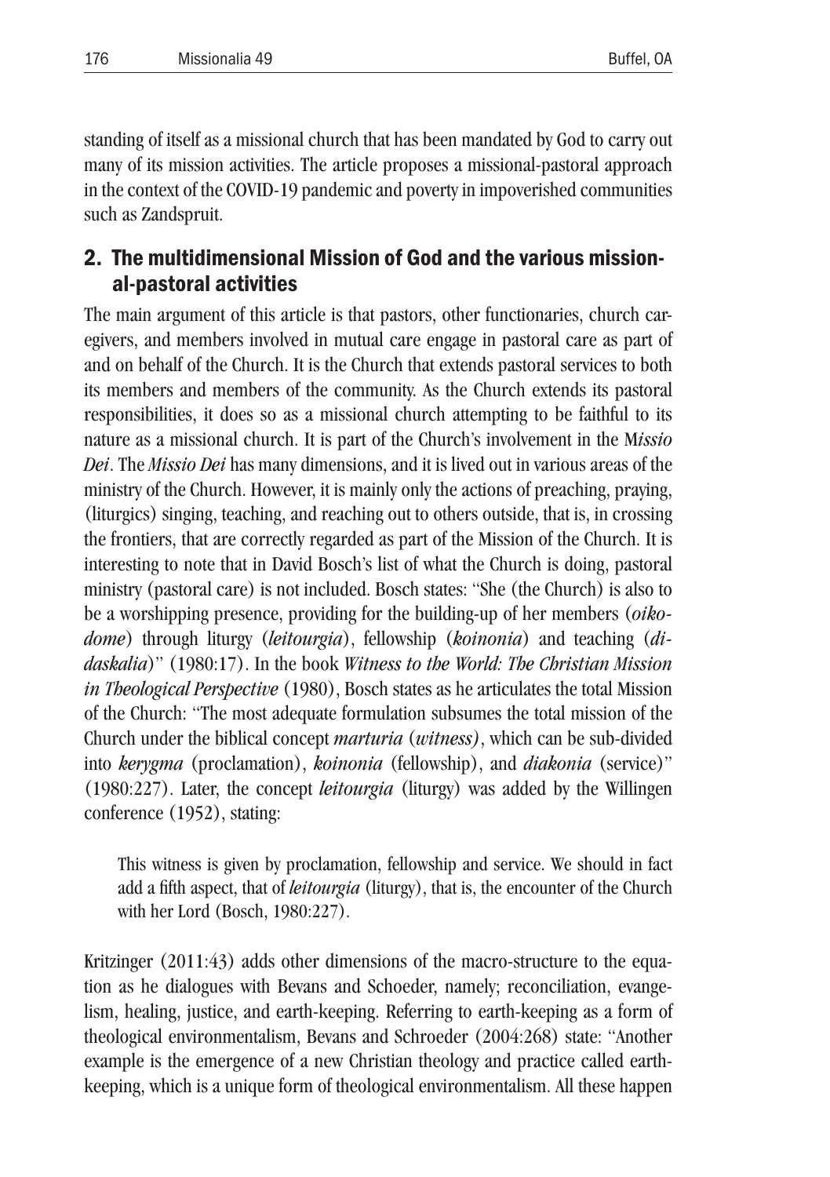standing of itself as a missional church that has been mandated by God to carry out many of its mission activities. The article proposes a missional-pastoral approach in the context of the COVID-19 pandemic and poverty in impoverished communities such as Zandspruit.

## 2. The multidimensional Mission of God and the various missional-pastoral activities

The main argument of this article is that pastors, other functionaries, church caregivers, and members involved in mutual care engage in pastoral care as part of and on behalf of the Church. It is the Church that extends pastoral services to both its members and members of the community. As the Church extends its pastoral responsibilities, it does so as a missional church attempting to be faithful to its nature as a missional church. It is part of the Church's involvement in the M*issio Dei*. The *Missio Dei* has many dimensions, and it is lived out in various areas of the ministry of the Church. However, it is mainly only the actions of preaching, praying, (liturgics) singing, teaching, and reaching out to others outside, that is, in crossing the frontiers, that are correctly regarded as part of the Mission of the Church. It is interesting to note that in David Bosch's list of what the Church is doing, pastoral ministry (pastoral care) is not included. Bosch states: "She (the Church) is also to be a worshipping presence, providing for the building-up of her members (*oikodome*) through liturgy (*leitourgia*), fellowship (*koinonia*) and teaching (*didaskalia*)" (1980:17). In the book *Witness to the World: The Christian Mission in Theological Perspective* (1980), Bosch states as he articulates the total Mission of the Church: "The most adequate formulation subsumes the total mission of the Church under the biblical concept *marturia* (*witness)*, which can be sub-divided into *kerygma* (proclamation), *koinonia* (fellowship), and *diakonia* (service)" (1980:227). Later, the concept *leitourgia* (liturgy) was added by the Willingen conference (1952), stating:

> This witness is given by proclamation, fellowship and service. We should in fact add a fifth aspect, that of *leitourgia* (liturgy), that is, the encounter of the Church with her Lord (Bosch, 1980:227).

Kritzinger (2011:43) adds other dimensions of the macro-structure to the equation as he dialogues with Bevans and Schoeder, namely; reconciliation, evangelism, healing, justice, and earth-keeping. Referring to earth-keeping as a form of theological environmentalism, Bevans and Schroeder (2004:268) state: "Another example is the emergence of a new Christian theology and practice called earth-keeping, which is a unique form of theological environmentalism. All these happen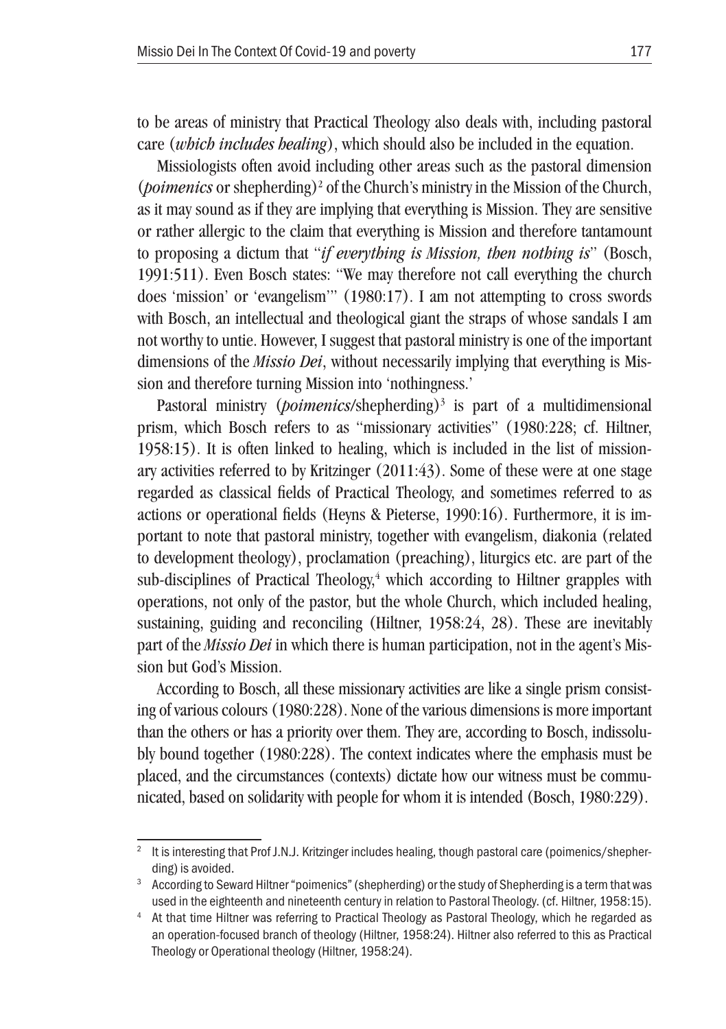to be areas of ministry that Practical Theology also deals with, including pastoral care (*which includes healing*), which should also be included in the equation.

Missiologists often avoid including other areas such as the pastoral dimension (*poimenics* or shepherding)[2] of the Church's ministry in the Mission of the Church, as it may sound as if they are implying that everything is Mission. They are sensitive or rather allergic to the claim that everything is Mission and therefore tantamount to proposing a dictum that "*if everything is Mission, then nothing is*" (Bosch, 1991:511). Even Bosch states: "We may therefore not call everything the church does 'mission' or 'evangelism'" (1980:17). I am not attempting to cross swords with Bosch, an intellectual and theological giant the straps of whose sandals I am not worthy to untie. However, I suggest that pastoral ministry is one of the important dimensions of the ***Missio Dei***, without necessarily implying that everything is Mission and therefore turning Mission into 'nothingness.'

Pastoral ministry (*poimenics*/shepherding)[3] is part of a multidimensional prism, which Bosch refers to as "missionary activities" (1980:228; cf. Hiltner, 1958:15). It is often linked to healing, which is included in the list of missionary activities referred to by Kritzinger (2011:43). Some of these were at one stage regarded as classical fields of Practical Theology, and sometimes referred to as actions or operational fields (Heyns & Pieterse, 1990:16). Furthermore, it is important to note that pastoral ministry, together with evangelism, diakonia (related to development theology), proclamation (preaching), liturgics etc. are part of the sub-disciplines of Practical Theology,[4] which according to Hiltner grapples with operations, not only of the pastor, but the whole Church, which included healing, sustaining, guiding and reconciling (Hiltner, 1958:24, 28). These are inevitably part of the ***Missio Dei*** in which there is human participation, not in the agent's Mission but God's Mission.

According to Bosch, all these missionary activities are like a single prism consisting of various colours (1980:228). None of the various dimensions is more important than the others or has a priority over them. They are, according to Bosch, indissolubly bound together (1980:228). The context indicates where the emphasis must be placed, and the circumstances (contexts) dictate how our witness must be communicated, based on solidarity with people for whom it is intended (Bosch, 1980:229).

---

[2] It is interesting that Prof J.N.J. Kritzinger includes healing, though pastoral care (poimenics/shepherding) is avoided.

[3] According to Seward Hiltner "poimenics" (shepherding) or the study of Shepherding is a term that was used in the eighteenth and nineteenth century in relation to Pastoral Theology. (cf. Hiltner, 1958:15).

[4] At that time Hiltner was referring to Practical Theology as Pastoral Theology, which he regarded as an operation-focused branch of theology (Hiltner, 1958:24). Hiltner also referred to this as Practical Theology or Operational theology (Hiltner, 1958:24).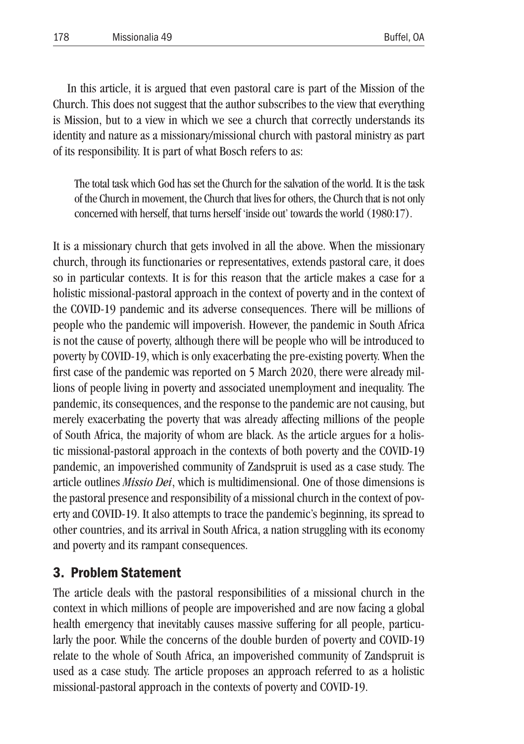In this article, it is argued that even pastoral care is part of the Mission of the Church. This does not suggest that the author subscribes to the view that everything is Mission, but to a view in which we see a church that correctly understands its identity and nature as a missionary/missional church with pastoral ministry as part of its responsibility. It is part of what Bosch refers to as:

> The total task which God has set the Church for the salvation of the world. It is the task of the Church in movement, the Church that lives for others, the Church that is not only concerned with herself, that turns herself 'inside out' towards the world (1980:17).

It is a missionary church that gets involved in all the above. When the missionary church, through its functionaries or representatives, extends pastoral care, it does so in particular contexts. It is for this reason that the article makes a case for a holistic missional-pastoral approach in the context of poverty and in the context of the COVID-19 pandemic and its adverse consequences. There will be millions of people who the pandemic will impoverish. However, the pandemic in South Africa is not the cause of poverty, although there will be people who will be introduced to poverty by COVID-19, which is only exacerbating the pre-existing poverty. When the first case of the pandemic was reported on 5 March 2020, there were already millions of people living in poverty and associated unemployment and inequality. The pandemic, its consequences, and the response to the pandemic are not causing, but merely exacerbating the poverty that was already affecting millions of the people of South Africa, the majority of whom are black. As the article argues for a holistic missional-pastoral approach in the contexts of both poverty and the COVID-19 pandemic, an impoverished community of Zandspruit is used as a case study. The article outlines *Missio Dei*, which is multidimensional. One of those dimensions is the pastoral presence and responsibility of a missional church in the context of poverty and COVID-19. It also attempts to trace the pandemic's beginning, its spread to other countries, and its arrival in South Africa, a nation struggling with its economy and poverty and its rampant consequences.

## 3. Problem Statement

The article deals with the pastoral responsibilities of a missional church in the context in which millions of people are impoverished and are now facing a global health emergency that inevitably causes massive suffering for all people, particularly the poor. While the concerns of the double burden of poverty and COVID-19 relate to the whole of South Africa, an impoverished community of Zandspruit is used as a case study. The article proposes an approach referred to as a holistic missional-pastoral approach in the contexts of poverty and COVID-19.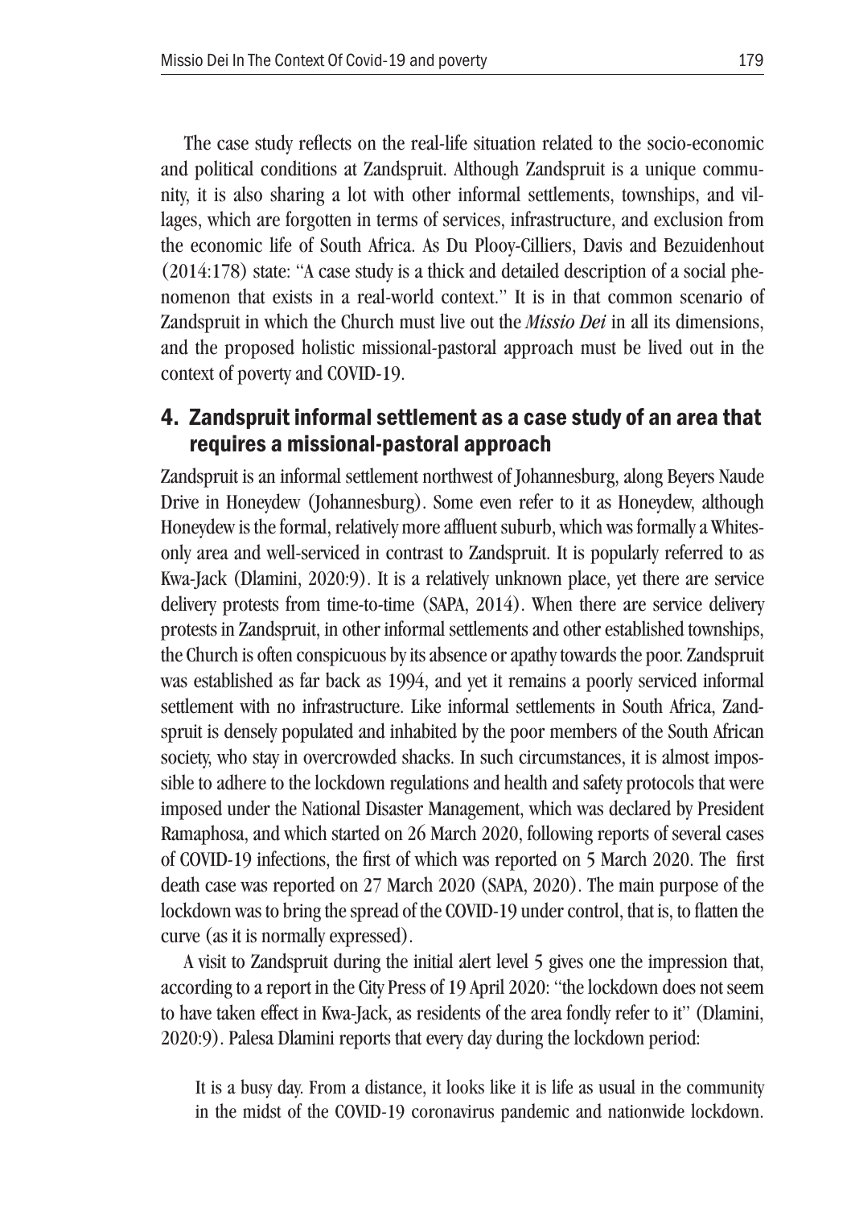The case study reflects on the real-life situation related to the socio-economic and political conditions at Zandspruit. Although Zandspruit is a unique community, it is also sharing a lot with other informal settlements, townships, and villages, which are forgotten in terms of services, infrastructure, and exclusion from the economic life of South Africa. As Du Plooy-Cilliers, Davis and Bezuidenhout (2014:178) state: "A case study is a thick and detailed description of a social phenomenon that exists in a real-world context." It is in that common scenario of Zandspruit in which the Church must live out the *Missio Dei* in all its dimensions, and the proposed holistic missional-pastoral approach must be lived out in the context of poverty and COVID-19.

## 4. Zandspruit informal settlement as a case study of an area that requires a missional-pastoral approach

Zandspruit is an informal settlement northwest of Johannesburg, along Beyers Naude Drive in Honeydew (Johannesburg). Some even refer to it as Honeydew, although Honeydew is the formal, relatively more affluent suburb, which was formally a Whites-only area and well-serviced in contrast to Zandspruit. It is popularly referred to as Kwa-Jack (Dlamini, 2020:9). It is a relatively unknown place, yet there are service delivery protests from time-to-time (SAPA, 2014). When there are service delivery protests in Zandspruit, in other informal settlements and other established townships, the Church is often conspicuous by its absence or apathy towards the poor. Zandspruit was established as far back as 1994, and yet it remains a poorly serviced informal settlement with no infrastructure. Like informal settlements in South Africa, Zandspruit is densely populated and inhabited by the poor members of the South African society, who stay in overcrowded shacks. In such circumstances, it is almost impossible to adhere to the lockdown regulations and health and safety protocols that were imposed under the National Disaster Management, which was declared by President Ramaphosa, and which started on 26 March 2020, following reports of several cases of COVID-19 infections, the first of which was reported on 5 March 2020. The first death case was reported on 27 March 2020 (SAPA, 2020). The main purpose of the lockdown was to bring the spread of the COVID-19 under control, that is, to flatten the curve (as it is normally expressed).

A visit to Zandspruit during the initial alert level 5 gives one the impression that, according to a report in the City Press of 19 April 2020: "the lockdown does not seem to have taken effect in Kwa-Jack, as residents of the area fondly refer to it" (Dlamini, 2020:9). Palesa Dlamini reports that every day during the lockdown period:

> It is a busy day. From a distance, it looks like it is life as usual in the community in the midst of the COVID-19 coronavirus pandemic and nationwide lockdown.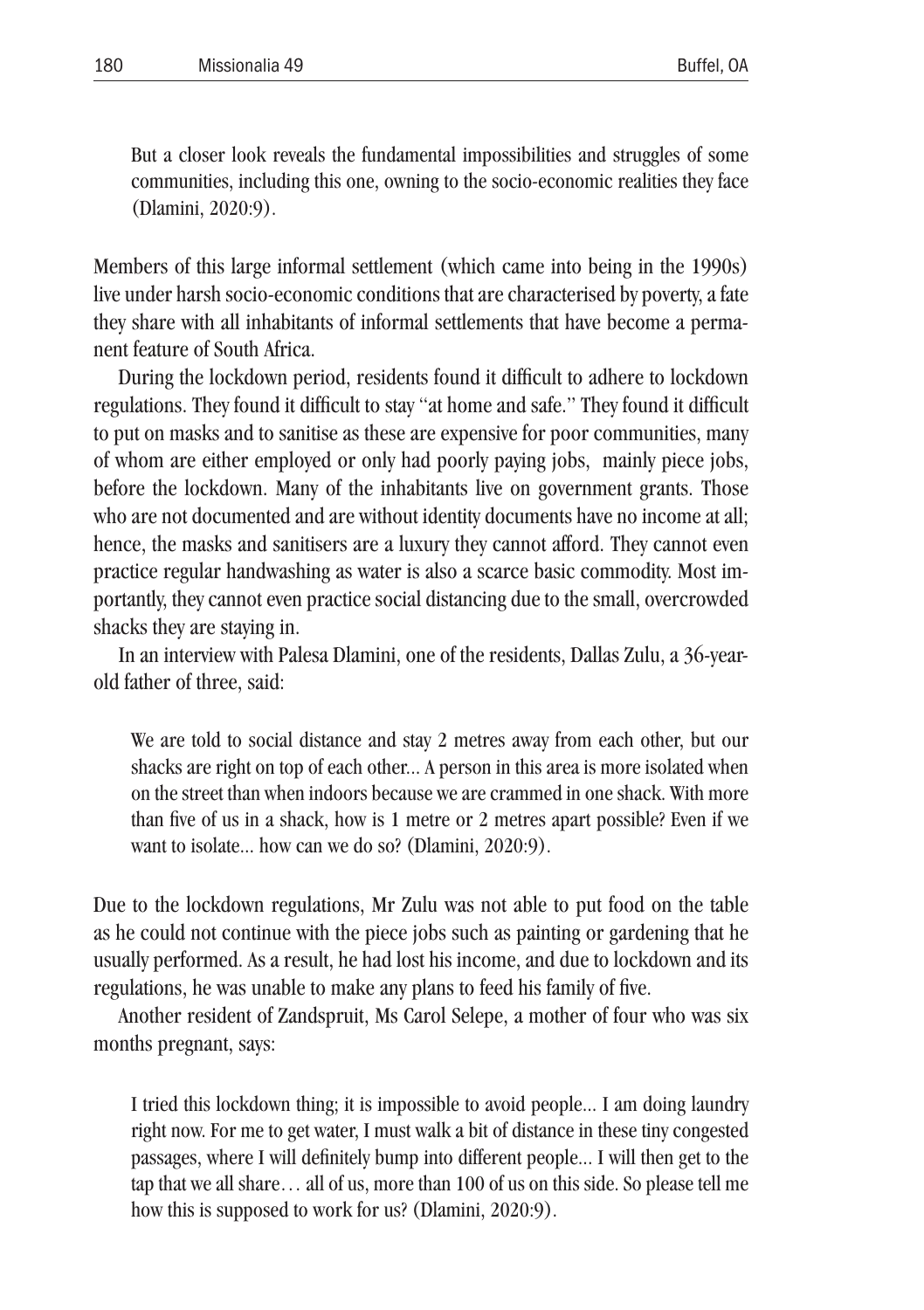> But a closer look reveals the fundamental impossibilities and struggles of some communities, including this one, owning to the socio-economic realities they face (Dlamini, 2020:9).

Members of this large informal settlement (which came into being in the 1990s) live under harsh socio-economic conditions that are characterised by poverty, a fate they share with all inhabitants of informal settlements that have become a permanent feature of South Africa.

During the lockdown period, residents found it difficult to adhere to lockdown regulations. They found it difficult to stay "at home and safe." They found it difficult to put on masks and to sanitise as these are expensive for poor communities, many of whom are either employed or only had poorly paying jobs, mainly piece jobs, before the lockdown. Many of the inhabitants live on government grants. Those who are not documented and are without identity documents have no income at all; hence, the masks and sanitisers are a luxury they cannot afford. They cannot even practice regular handwashing as water is also a scarce basic commodity. Most importantly, they cannot even practice social distancing due to the small, overcrowded shacks they are staying in.

In an interview with Palesa Dlamini, one of the residents, Dallas Zulu, a 36-year-old father of three, said:

> We are told to social distance and stay 2 metres away from each other, but our shacks are right on top of each other... A person in this area is more isolated when on the street than when indoors because we are crammed in one shack. With more than five of us in a shack, how is 1 metre or 2 metres apart possible? Even if we want to isolate... how can we do so? (Dlamini, 2020:9).

Due to the lockdown regulations, Mr Zulu was not able to put food on the table as he could not continue with the piece jobs such as painting or gardening that he usually performed. As a result, he had lost his income, and due to lockdown and its regulations, he was unable to make any plans to feed his family of five.

Another resident of Zandspruit, Ms Carol Selepe, a mother of four who was six months pregnant, says:

> I tried this lockdown thing; it is impossible to avoid people... I am doing laundry right now. For me to get water, I must walk a bit of distance in these tiny congested passages, where I will definitely bump into different people... I will then get to the tap that we all share… all of us, more than 100 of us on this side. So please tell me how this is supposed to work for us? (Dlamini, 2020:9).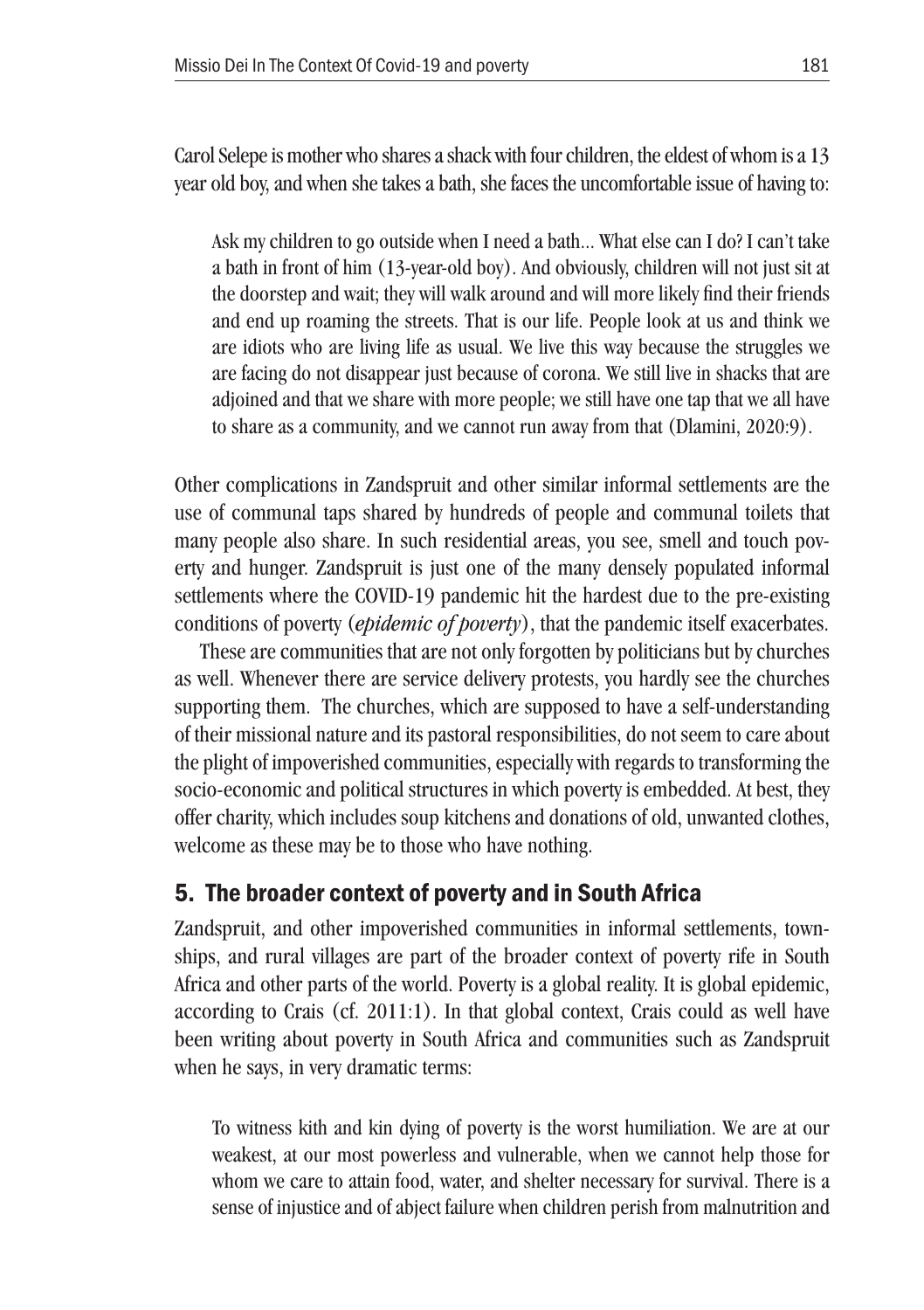Carol Selepe is mother who shares a shack with four children, the eldest of whom is a 13 year old boy, and when she takes a bath, she faces the uncomfortable issue of having to:

> Ask my children to go outside when I need a bath… What else can I do? I can't take a bath in front of him (13-year-old boy). And obviously, children will not just sit at the doorstep and wait; they will walk around and will more likely find their friends and end up roaming the streets. That is our life. People look at us and think we are idiots who are living life as usual. We live this way because the struggles we are facing do not disappear just because of corona. We still live in shacks that are adjoined and that we share with more people; we still have one tap that we all have to share as a community, and we cannot run away from that (Dlamini, 2020:9).

Other complications in Zandspruit and other similar informal settlements are the use of communal taps shared by hundreds of people and communal toilets that many people also share. In such residential areas, you see, smell and touch poverty and hunger. Zandspruit is just one of the many densely populated informal settlements where the COVID-19 pandemic hit the hardest due to the pre-existing conditions of poverty (***epidemic of poverty***), that the pandemic itself exacerbates.

These are communities that are not only forgotten by politicians but by churches as well. Whenever there are service delivery protests, you hardly see the churches supporting them. The churches, which are supposed to have a self-understanding of their missional nature and its pastoral responsibilities, do not seem to care about the plight of impoverished communities, especially with regards to transforming the socio-economic and political structures in which poverty is embedded. At best, they offer charity, which includes soup kitchens and donations of old, unwanted clothes, welcome as these may be to those who have nothing.

## 5. The broader context of poverty and in South Africa

Zandspruit, and other impoverished communities in informal settlements, townships, and rural villages are part of the broader context of poverty rife in South Africa and other parts of the world. Poverty is a global reality. It is global epidemic, according to Crais (cf. 2011:1). In that global context, Crais could as well have been writing about poverty in South Africa and communities such as Zandspruit when he says, in very dramatic terms:

> To witness kith and kin dying of poverty is the worst humiliation. We are at our weakest, at our most powerless and vulnerable, when we cannot help those for whom we care to attain food, water, and shelter necessary for survival. There is a sense of injustice and of abject failure when children perish from malnutrition and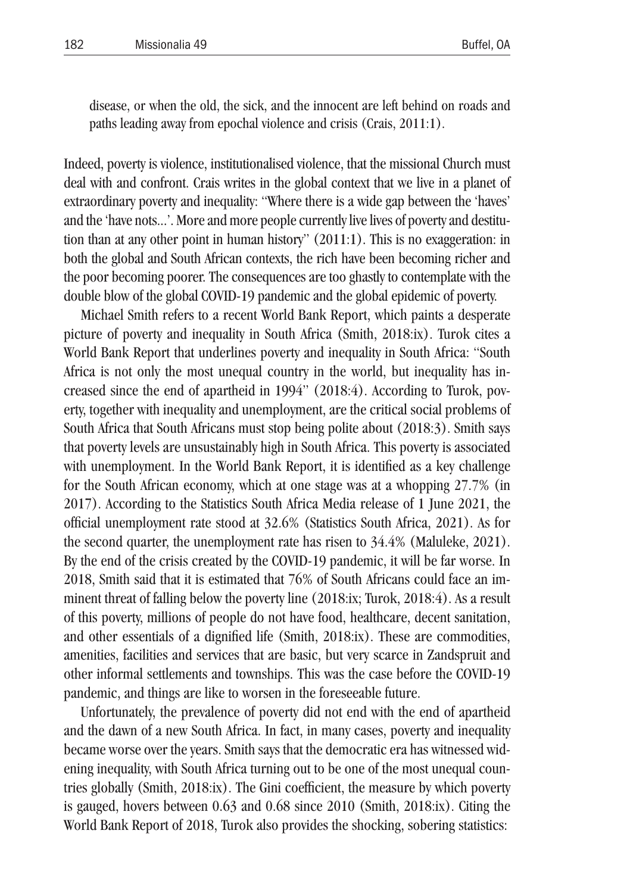disease, or when the old, the sick, and the innocent are left behind on roads and paths leading away from epochal violence and crisis (Crais, 2011:1).

Indeed, poverty is violence, institutionalised violence, that the missional Church must deal with and confront. Crais writes in the global context that we live in a planet of extraordinary poverty and inequality: "Where there is a wide gap between the 'haves' and the 'have nots...'. More and more people currently live lives of poverty and destitution than at any other point in human history" (2011:1). This is no exaggeration: in both the global and South African contexts, the rich have been becoming richer and the poor becoming poorer. The consequences are too ghastly to contemplate with the double blow of the global COVID-19 pandemic and the global epidemic of poverty.

Michael Smith refers to a recent World Bank Report, which paints a desperate picture of poverty and inequality in South Africa (Smith, 2018:ix). Turok cites a World Bank Report that underlines poverty and inequality in South Africa: "South Africa is not only the most unequal country in the world, but inequality has increased since the end of apartheid in 1994" (2018:4). According to Turok, poverty, together with inequality and unemployment, are the critical social problems of South Africa that South Africans must stop being polite about (2018:3). Smith says that poverty levels are unsustainably high in South Africa. This poverty is associated with unemployment. In the World Bank Report, it is identified as a key challenge for the South African economy, which at one stage was at a whopping 27.7% (in 2017). According to the Statistics South Africa Media release of 1 June 2021, the official unemployment rate stood at 32.6% (Statistics South Africa, 2021). As for the second quarter, the unemployment rate has risen to 34.4% (Maluleke, 2021). By the end of the crisis created by the COVID-19 pandemic, it will be far worse. In 2018, Smith said that it is estimated that 76% of South Africans could face an imminent threat of falling below the poverty line (2018:ix; Turok, 2018:4). As a result of this poverty, millions of people do not have food, healthcare, decent sanitation, and other essentials of a dignified life (Smith, 2018:ix). These are commodities, amenities, facilities and services that are basic, but very scarce in Zandspruit and other informal settlements and townships. This was the case before the COVID-19 pandemic, and things are like to worsen in the foreseeable future.

Unfortunately, the prevalence of poverty did not end with the end of apartheid and the dawn of a new South Africa. In fact, in many cases, poverty and inequality became worse over the years. Smith says that the democratic era has witnessed widening inequality, with South Africa turning out to be one of the most unequal countries globally (Smith, 2018:ix). The Gini coefficient, the measure by which poverty is gauged, hovers between 0.63 and 0.68 since 2010 (Smith, 2018:ix). Citing the World Bank Report of 2018, Turok also provides the shocking, sobering statistics: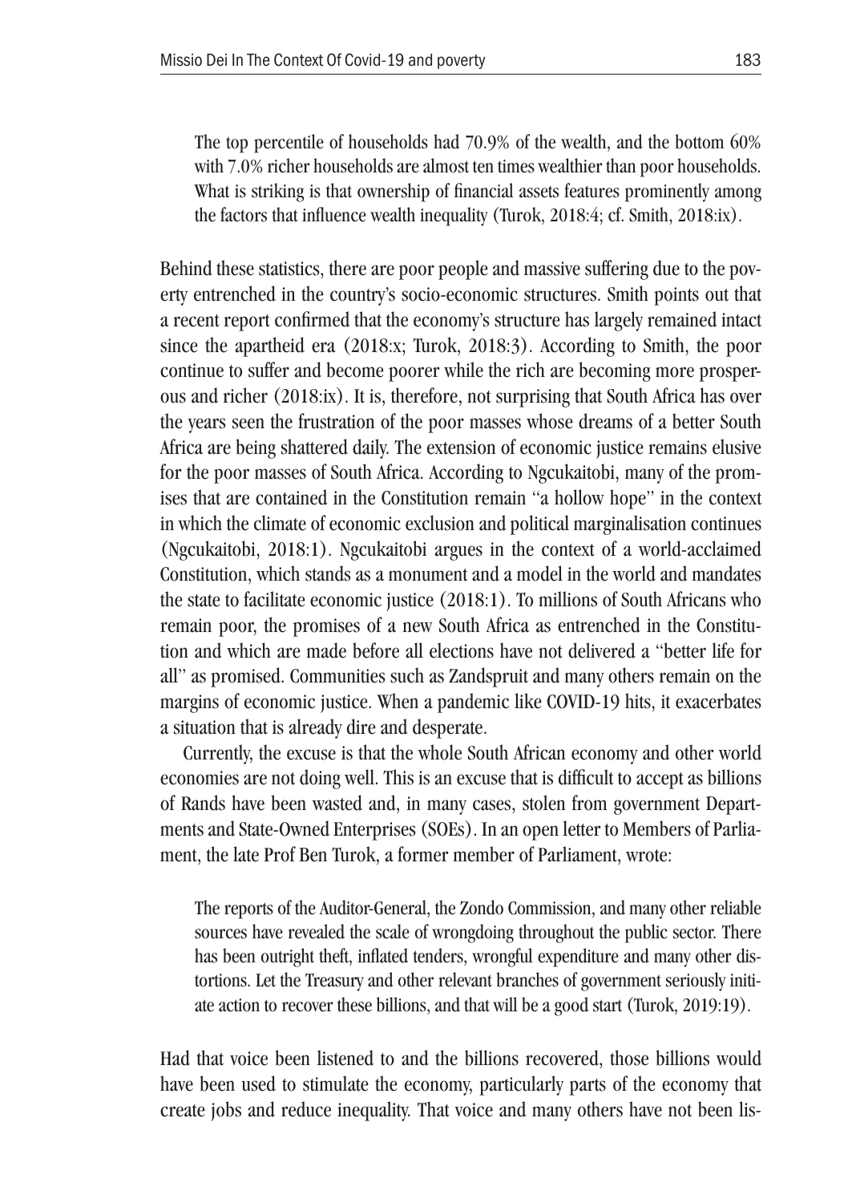> The top percentile of households had 70.9% of the wealth, and the bottom 60% with 7.0% richer households are almost ten times wealthier than poor households. What is striking is that ownership of financial assets features prominently among the factors that influence wealth inequality (Turok, 2018:4; cf. Smith, 2018:ix).

Behind these statistics, there are poor people and massive suffering due to the poverty entrenched in the country's socio-economic structures. Smith points out that a recent report confirmed that the economy's structure has largely remained intact since the apartheid era (2018:x; Turok, 2018:3). According to Smith, the poor continue to suffer and become poorer while the rich are becoming more prosperous and richer (2018:ix). It is, therefore, not surprising that South Africa has over the years seen the frustration of the poor masses whose dreams of a better South Africa are being shattered daily. The extension of economic justice remains elusive for the poor masses of South Africa. According to Ngcukaitobi, many of the promises that are contained in the Constitution remain "a hollow hope" in the context in which the climate of economic exclusion and political marginalisation continues (Ngcukaitobi, 2018:1). Ngcukaitobi argues in the context of a world-acclaimed Constitution, which stands as a monument and a model in the world and mandates the state to facilitate economic justice (2018:1). To millions of South Africans who remain poor, the promises of a new South Africa as entrenched in the Constitution and which are made before all elections have not delivered a "better life for all" as promised. Communities such as Zandspruit and many others remain on the margins of economic justice. When a pandemic like COVID-19 hits, it exacerbates a situation that is already dire and desperate.

Currently, the excuse is that the whole South African economy and other world economies are not doing well. This is an excuse that is difficult to accept as billions of Rands have been wasted and, in many cases, stolen from government Departments and State-Owned Enterprises (SOEs). In an open letter to Members of Parliament, the late Prof Ben Turok, a former member of Parliament, wrote:

> The reports of the Auditor-General, the Zondo Commission, and many other reliable sources have revealed the scale of wrongdoing throughout the public sector. There has been outright theft, inflated tenders, wrongful expenditure and many other distortions. Let the Treasury and other relevant branches of government seriously initiate action to recover these billions, and that will be a good start (Turok, 2019:19).

Had that voice been listened to and the billions recovered, those billions would have been used to stimulate the economy, particularly parts of the economy that create jobs and reduce inequality. That voice and many others have not been lis-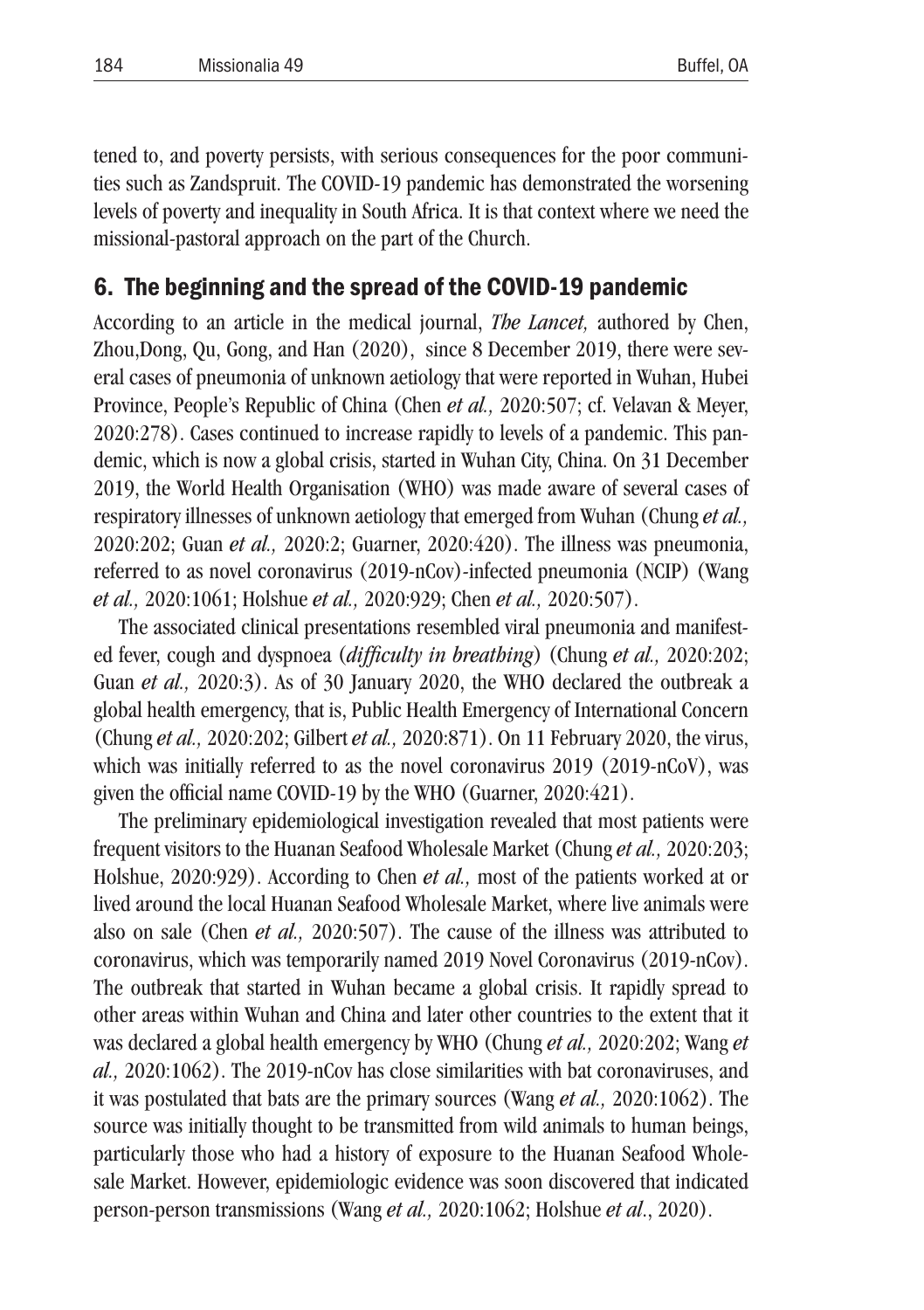tened to, and poverty persists, with serious consequences for the poor communities such as Zandspruit. The COVID-19 pandemic has demonstrated the worsening levels of poverty and inequality in South Africa. It is that context where we need the missional-pastoral approach on the part of the Church.

## 6. The beginning and the spread of the COVID-19 pandemic

According to an article in the medical journal, *The Lancet,* authored by Chen, Zhou,Dong, Qu, Gong, and Han (2020), since 8 December 2019, there were several cases of pneumonia of unknown aetiology that were reported in Wuhan, Hubei Province, People's Republic of China (Chen *et al.,* 2020:507; cf. Velavan & Meyer, 2020:278). Cases continued to increase rapidly to levels of a pandemic. This pandemic, which is now a global crisis, started in Wuhan City, China. On 31 December 2019, the World Health Organisation (WHO) was made aware of several cases of respiratory illnesses of unknown aetiology that emerged from Wuhan (Chung *et al.,* 2020:202; Guan *et al.,* 2020:2; Guarner, 2020:420). The illness was pneumonia, referred to as novel coronavirus (2019-nCov)-infected pneumonia (NCIP) (Wang *et al.,* 2020:1061; Holshue *et al.,* 2020:929; Chen *et al.,* 2020:507).

The associated clinical presentations resembled viral pneumonia and manifested fever, cough and dyspnoea (*difficulty in breathing*) (Chung *et al.,* 2020:202; Guan *et al.,* 2020:3). As of 30 January 2020, the WHO declared the outbreak a global health emergency, that is, Public Health Emergency of International Concern (Chung *et al.,* 2020:202; Gilbert *et al.,* 2020:871). On 11 February 2020, the virus, which was initially referred to as the novel coronavirus 2019 (2019-nCoV), was given the official name COVID-19 by the WHO (Guarner, 2020:421).

The preliminary epidemiological investigation revealed that most patients were frequent visitors to the Huanan Seafood Wholesale Market (Chung *et al.,* 2020:203; Holshue, 2020:929). According to Chen *et al.,* most of the patients worked at or lived around the local Huanan Seafood Wholesale Market, where live animals were also on sale (Chen *et al.,* 2020:507). The cause of the illness was attributed to coronavirus, which was temporarily named 2019 Novel Coronavirus (2019-nCov). The outbreak that started in Wuhan became a global crisis. It rapidly spread to other areas within Wuhan and China and later other countries to the extent that it was declared a global health emergency by WHO (Chung *et al.,* 2020:202; Wang *et al.,* 2020:1062). The 2019-nCov has close similarities with bat coronaviruses, and it was postulated that bats are the primary sources (Wang *et al.,* 2020:1062). The source was initially thought to be transmitted from wild animals to human beings, particularly those who had a history of exposure to the Huanan Seafood Wholesale Market. However, epidemiologic evidence was soon discovered that indicated person-person transmissions (Wang *et al.,* 2020:1062; Holshue *et al*., 2020).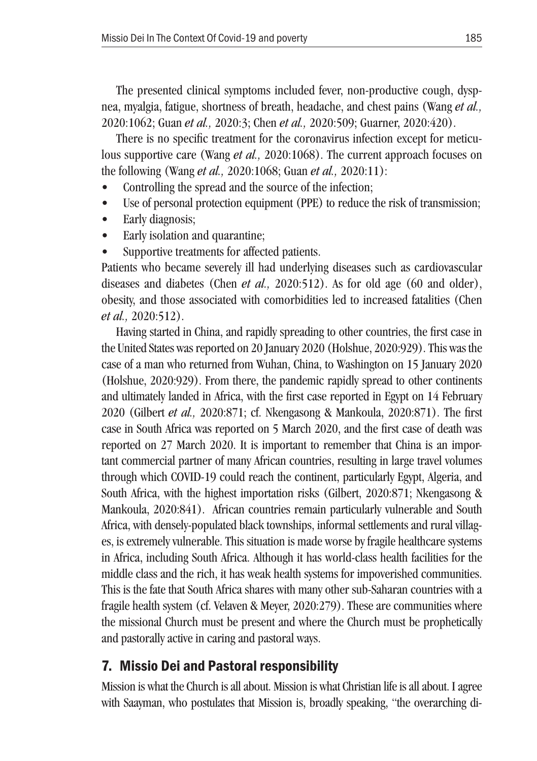The presented clinical symptoms included fever, non-productive cough, dyspnea, myalgia, fatigue, shortness of breath, headache, and chest pains (Wang *et al.,* 2020:1062; Guan *et al.,* 2020:3; Chen *et al.,* 2020:509; Guarner, 2020:420).

There is no specific treatment for the coronavirus infection except for meticulous supportive care (Wang *et al.,* 2020:1068). The current approach focuses on the following (Wang *et al.,* 2020:1068; Guan *et al.,* 2020:11):

- Controlling the spread and the source of the infection;
- Use of personal protection equipment (PPE) to reduce the risk of transmission;
- Early diagnosis;
- Early isolation and quarantine;
- Supportive treatments for affected patients.

Patients who became severely ill had underlying diseases such as cardiovascular diseases and diabetes (Chen *et al.,* 2020:512). As for old age (60 and older), obesity, and those associated with comorbidities led to increased fatalities (Chen *et al.,* 2020:512).

Having started in China, and rapidly spreading to other countries, the first case in the United States was reported on 20 January 2020 (Holshue, 2020:929). This was the case of a man who returned from Wuhan, China, to Washington on 15 January 2020 (Holshue, 2020:929). From there, the pandemic rapidly spread to other continents and ultimately landed in Africa, with the first case reported in Egypt on 14 February 2020 (Gilbert *et al.,* 2020:871; cf. Nkengasong & Mankoula, 2020:871). The first case in South Africa was reported on 5 March 2020, and the first case of death was reported on 27 March 2020. It is important to remember that China is an important commercial partner of many African countries, resulting in large travel volumes through which COVID-19 could reach the continent, particularly Egypt, Algeria, and South Africa, with the highest importation risks (Gilbert, 2020:871; Nkengasong & Mankoula, 2020:841). African countries remain particularly vulnerable and South Africa, with densely-populated black townships, informal settlements and rural villages, is extremely vulnerable. This situation is made worse by fragile healthcare systems in Africa, including South Africa. Although it has world-class health facilities for the middle class and the rich, it has weak health systems for impoverished communities. This is the fate that South Africa shares with many other sub-Saharan countries with a fragile health system (cf. Velaven & Meyer, 2020:279). These are communities where the missional Church must be present and where the Church must be prophetically and pastorally active in caring and pastoral ways.

## 7. Missio Dei and Pastoral responsibility

Mission is what the Church is all about. Mission is what Christian life is all about. I agree with Saayman, who postulates that Mission is, broadly speaking, "the overarching di-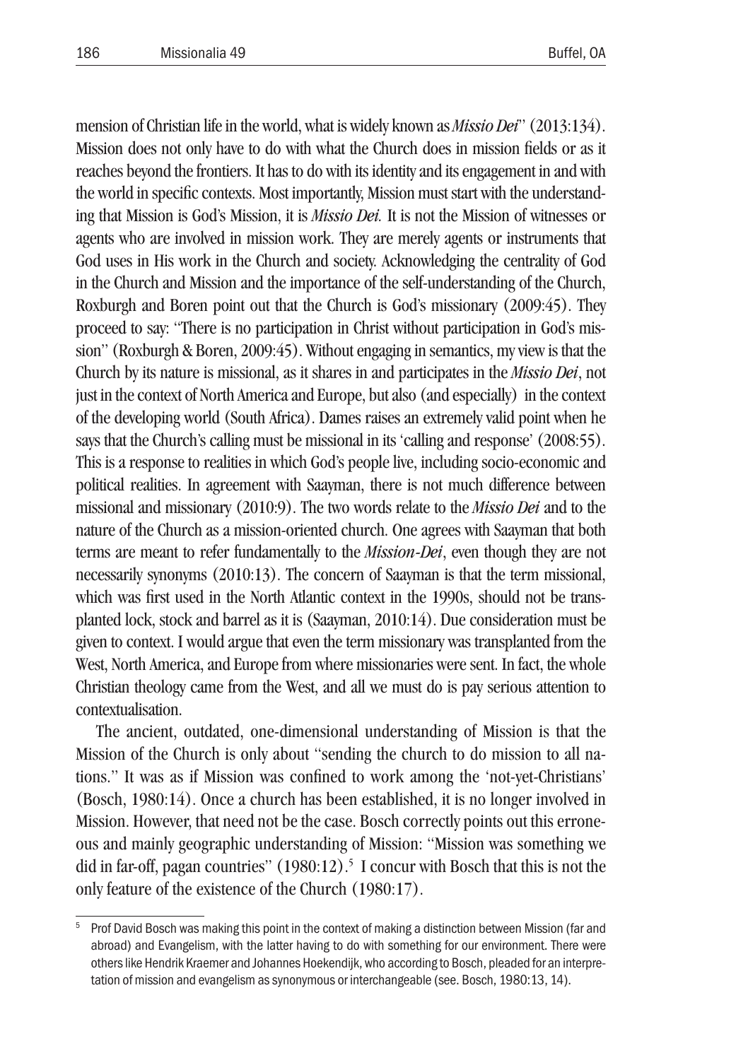mension of Christian life in the world, what is widely known as *Missio Dei*" (2013:134). Mission does not only have to do with what the Church does in mission fields or as it reaches beyond the frontiers. It has to do with its identity and its engagement in and with the world in specific contexts. Most importantly, Mission must start with the understanding that Mission is God's Mission, it is *Missio Dei.* It is not the Mission of witnesses or agents who are involved in mission work. They are merely agents or instruments that God uses in His work in the Church and society. Acknowledging the centrality of God in the Church and Mission and the importance of the self-understanding of the Church, Roxburgh and Boren point out that the Church is God's missionary (2009:45). They proceed to say: "There is no participation in Christ without participation in God's mission" (Roxburgh & Boren, 2009:45). Without engaging in semantics, my view is that the Church by its nature is missional, as it shares in and participates in the *Missio Dei*, not just in the context of North America and Europe, but also (and especially) in the context of the developing world (South Africa). Dames raises an extremely valid point when he says that the Church's calling must be missional in its 'calling and response' (2008:55). This is a response to realities in which God's people live, including socio-economic and political realities. In agreement with Saayman, there is not much difference between missional and missionary (2010:9). The two words relate to the *Missio Dei* and to the nature of the Church as a mission-oriented church. One agrees with Saayman that both terms are meant to refer fundamentally to the *Mission-Dei*, even though they are not necessarily synonyms (2010:13). The concern of Saayman is that the term missional, which was first used in the North Atlantic context in the 1990s, should not be transplanted lock, stock and barrel as it is (Saayman, 2010:14). Due consideration must be given to context. I would argue that even the term missionary was transplanted from the West, North America, and Europe from where missionaries were sent. In fact, the whole Christian theology came from the West, and all we must do is pay serious attention to contextualisation.

The ancient, outdated, one-dimensional understanding of Mission is that the Mission of the Church is only about "sending the church to do mission to all nations." It was as if Mission was confined to work among the 'not-yet-Christians' (Bosch, 1980:14). Once a church has been established, it is no longer involved in Mission. However, that need not be the case. Bosch correctly points out this erroneous and mainly geographic understanding of Mission: "Mission was something we did in far-off, pagan countries" (1980:12).[5] I concur with Bosch that this is not the only feature of the existence of the Church (1980:17).

[5] Prof David Bosch was making this point in the context of making a distinction between Mission (far and abroad) and Evangelism, with the latter having to do with something for our environment. There were others like Hendrik Kraemer and Johannes Hoekendijk, who according to Bosch, pleaded for an interpretation of mission and evangelism as synonymous or interchangeable (see. Bosch, 1980:13, 14).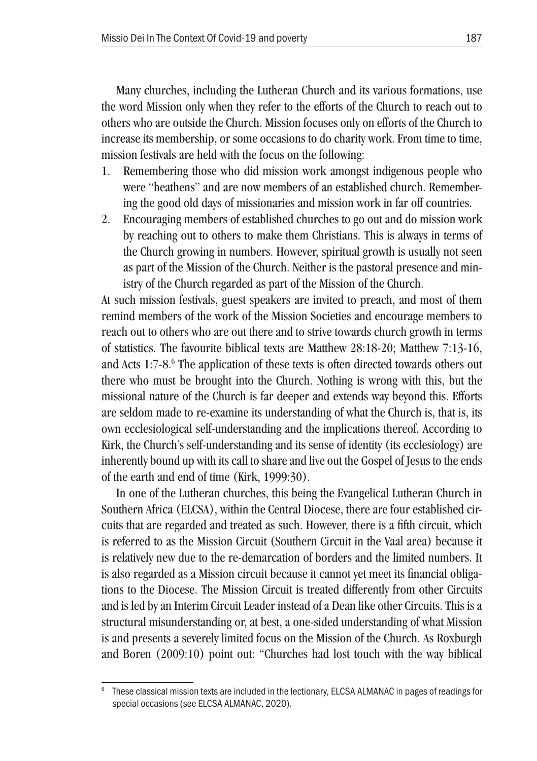Many churches, including the Lutheran Church and its various formations, use the word Mission only when they refer to the efforts of the Church to reach out to others who are outside the Church. Mission focuses only on efforts of the Church to increase its membership, or some occasions to do charity work. From time to time, mission festivals are held with the focus on the following:

1. Remembering those who did mission work amongst indigenous people who were "heathens" and are now members of an established church. Remembering the good old days of missionaries and mission work in far off countries.
2. Encouraging members of established churches to go out and do mission work by reaching out to others to make them Christians. This is always in terms of the Church growing in numbers. However, spiritual growth is usually not seen as part of the Mission of the Church. Neither is the pastoral presence and ministry of the Church regarded as part of the Mission of the Church.

At such mission festivals, guest speakers are invited to preach, and most of them remind members of the work of the Mission Societies and encourage members to reach out to others who are out there and to strive towards church growth in terms of statistics. The favourite biblical texts are Matthew 28:18-20; Matthew 7:13-16, and Acts 1:7-8.[6] The application of these texts is often directed towards others out there who must be brought into the Church. Nothing is wrong with this, but the missional nature of the Church is far deeper and extends way beyond this. Efforts are seldom made to re-examine its understanding of what the Church is, that is, its own ecclesiological self-understanding and the implications thereof. According to Kirk, the Church's self-understanding and its sense of identity (its ecclesiology) are inherently bound up with its call to share and live out the Gospel of Jesus to the ends of the earth and end of time (Kirk, 1999:30).

In one of the Lutheran churches, this being the Evangelical Lutheran Church in Southern Africa (ELCSA), within the Central Diocese, there are four established circuits that are regarded and treated as such. However, there is a fifth circuit, which is referred to as the Mission Circuit (Southern Circuit in the Vaal area) because it is relatively new due to the re-demarcation of borders and the limited numbers. It is also regarded as a Mission circuit because it cannot yet meet its financial obligations to the Diocese. The Mission Circuit is treated differently from other Circuits and is led by an Interim Circuit Leader instead of a Dean like other Circuits. This is a structural misunderstanding or, at best, a one-sided understanding of what Mission is and presents a severely limited focus on the Mission of the Church. As Roxburgh and Boren (2009:10) point out: "Churches had lost touch with the way biblical

[6] These classical mission texts are included in the lectionary, ELCSA ALMANAC in pages of readings for special occasions (see ELCSA ALMANAC, 2020).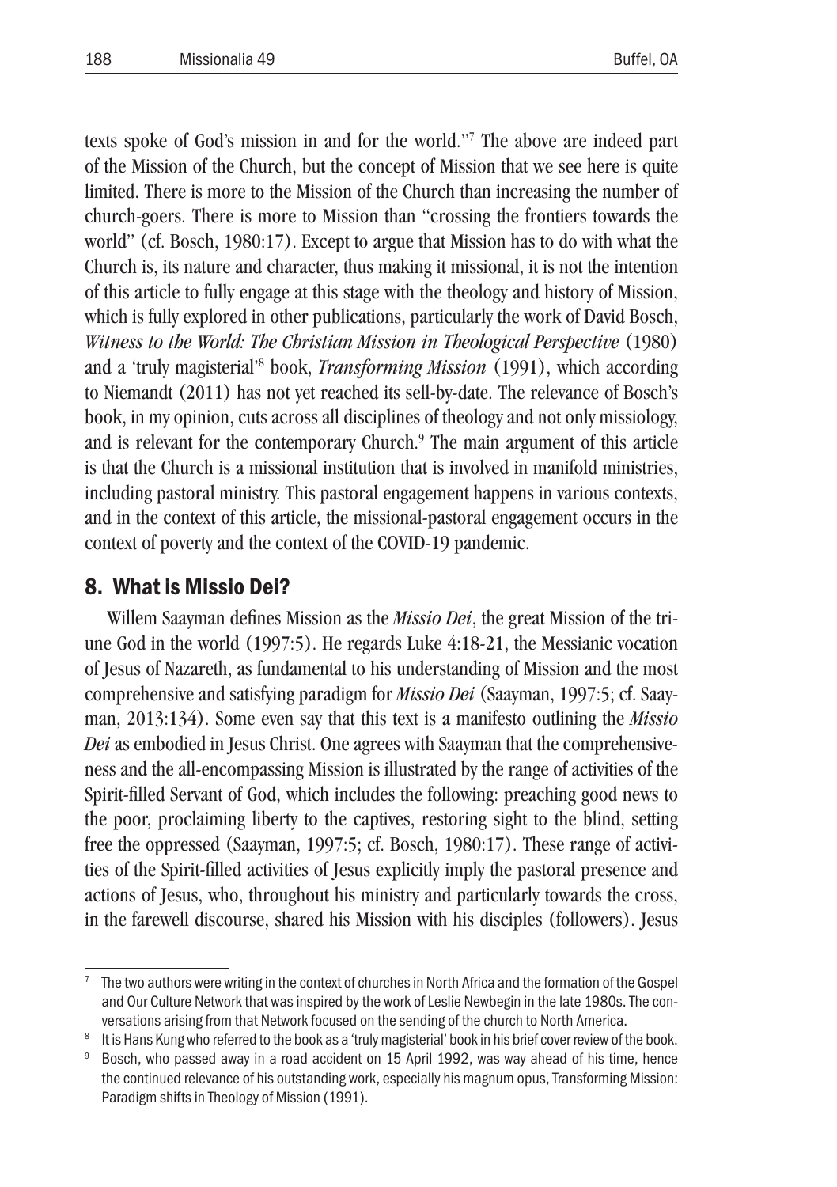texts spoke of God's mission in and for the world."[7] The above are indeed part of the Mission of the Church, but the concept of Mission that we see here is quite limited. There is more to the Mission of the Church than increasing the number of church-goers. There is more to Mission than "crossing the frontiers towards the world" (cf. Bosch, 1980:17). Except to argue that Mission has to do with what the Church is, its nature and character, thus making it missional, it is not the intention of this article to fully engage at this stage with the theology and history of Mission, which is fully explored in other publications, particularly the work of David Bosch, *Witness to the World: The Christian Mission in Theological Perspective* (1980) and a 'truly magisterial'[8] book, *Transforming Mission* (1991), which according to Niemandt (2011) has not yet reached its sell-by-date. The relevance of Bosch's book, in my opinion, cuts across all disciplines of theology and not only missiology, and is relevant for the contemporary Church.[9] The main argument of this article is that the Church is a missional institution that is involved in manifold ministries, including pastoral ministry. This pastoral engagement happens in various contexts, and in the context of this article, the missional-pastoral engagement occurs in the context of poverty and the context of the COVID-19 pandemic.

## 8. What is Missio Dei?

Willem Saayman defines Mission as the *Missio Dei*, the great Mission of the triune God in the world (1997:5). He regards Luke 4:18-21, the Messianic vocation of Jesus of Nazareth, as fundamental to his understanding of Mission and the most comprehensive and satisfying paradigm for *Missio Dei* (Saayman, 1997:5; cf. Saayman, 2013:134). Some even say that this text is a manifesto outlining the *Missio Dei* as embodied in Jesus Christ. One agrees with Saayman that the comprehensiveness and the all-encompassing Mission is illustrated by the range of activities of the Spirit-filled Servant of God, which includes the following: preaching good news to the poor, proclaiming liberty to the captives, restoring sight to the blind, setting free the oppressed (Saayman, 1997:5; cf. Bosch, 1980:17). These range of activities of the Spirit-filled activities of Jesus explicitly imply the pastoral presence and actions of Jesus, who, throughout his ministry and particularly towards the cross, in the farewell discourse, shared his Mission with his disciples (followers). Jesus

---

[7] The two authors were writing in the context of churches in North Africa and the formation of the Gospel and Our Culture Network that was inspired by the work of Leslie Newbegin in the late 1980s. The conversations arising from that Network focused on the sending of the church to North America.

[8] It is Hans Kung who referred to the book as a 'truly magisterial' book in his brief cover review of the book.

[9] Bosch, who passed away in a road accident on 15 April 1992, was way ahead of his time, hence the continued relevance of his outstanding work, especially his magnum opus, Transforming Mission: Paradigm shifts in Theology of Mission (1991).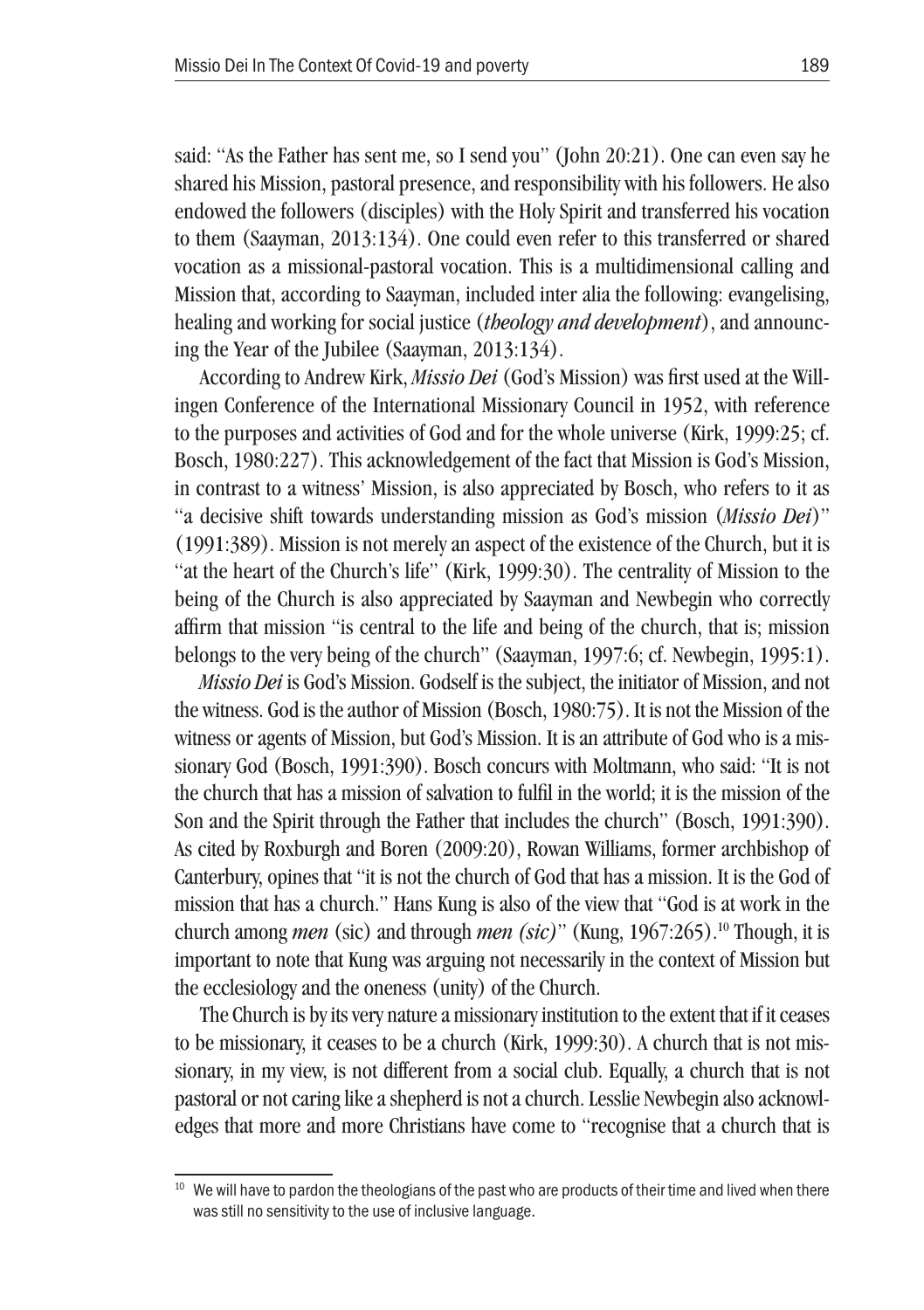said: "As the Father has sent me, so I send you" (John 20:21). One can even say he shared his Mission, pastoral presence, and responsibility with his followers. He also endowed the followers (disciples) with the Holy Spirit and transferred his vocation to them (Saayman, 2013:134). One could even refer to this transferred or shared vocation as a missional-pastoral vocation. This is a multidimensional calling and Mission that, according to Saayman, included inter alia the following: evangelising, healing and working for social justice (*theology and development*), and announcing the Year of the Jubilee (Saayman, 2013:134).

According to Andrew Kirk, *Missio Dei* (God's Mission) was first used at the Willingen Conference of the International Missionary Council in 1952, with reference to the purposes and activities of God and for the whole universe (Kirk, 1999:25; cf. Bosch, 1980:227). This acknowledgement of the fact that Mission is God's Mission, in contrast to a witness' Mission, is also appreciated by Bosch, who refers to it as "a decisive shift towards understanding mission as God's mission (*Missio Dei*)" (1991:389). Mission is not merely an aspect of the existence of the Church, but it is "at the heart of the Church's life" (Kirk, 1999:30). The centrality of Mission to the being of the Church is also appreciated by Saayman and Newbegin who correctly affirm that mission "is central to the life and being of the church, that is; mission belongs to the very being of the church" (Saayman, 1997:6; cf. Newbegin, 1995:1).

*Missio Dei* is God's Mission. Godself is the subject, the initiator of Mission, and not the witness. God is the author of Mission (Bosch, 1980:75). It is not the Mission of the witness or agents of Mission, but God's Mission. It is an attribute of God who is a missionary God (Bosch, 1991:390). Bosch concurs with Moltmann, who said: "It is not the church that has a mission of salvation to fulfil in the world; it is the mission of the Son and the Spirit through the Father that includes the church" (Bosch, 1991:390). As cited by Roxburgh and Boren (2009:20), Rowan Williams, former archbishop of Canterbury, opines that "it is not the church of God that has a mission. It is the God of mission that has a church." Hans Kung is also of the view that "God is at work in the church among *men* (sic) and through *men (sic)*" (Kung, 1967:265).[10] Though, it is important to note that Kung was arguing not necessarily in the context of Mission but the ecclesiology and the oneness (unity) of the Church.

The Church is by its very nature a missionary institution to the extent that if it ceases to be missionary, it ceases to be a church (Kirk, 1999:30). A church that is not missionary, in my view, is not different from a social club. Equally, a church that is not pastoral or not caring like a shepherd is not a church. Lesslie Newbegin also acknowledges that more and more Christians have come to "recognise that a church that is

---

[10] We will have to pardon the theologians of the past who are products of their time and lived when there was still no sensitivity to the use of inclusive language.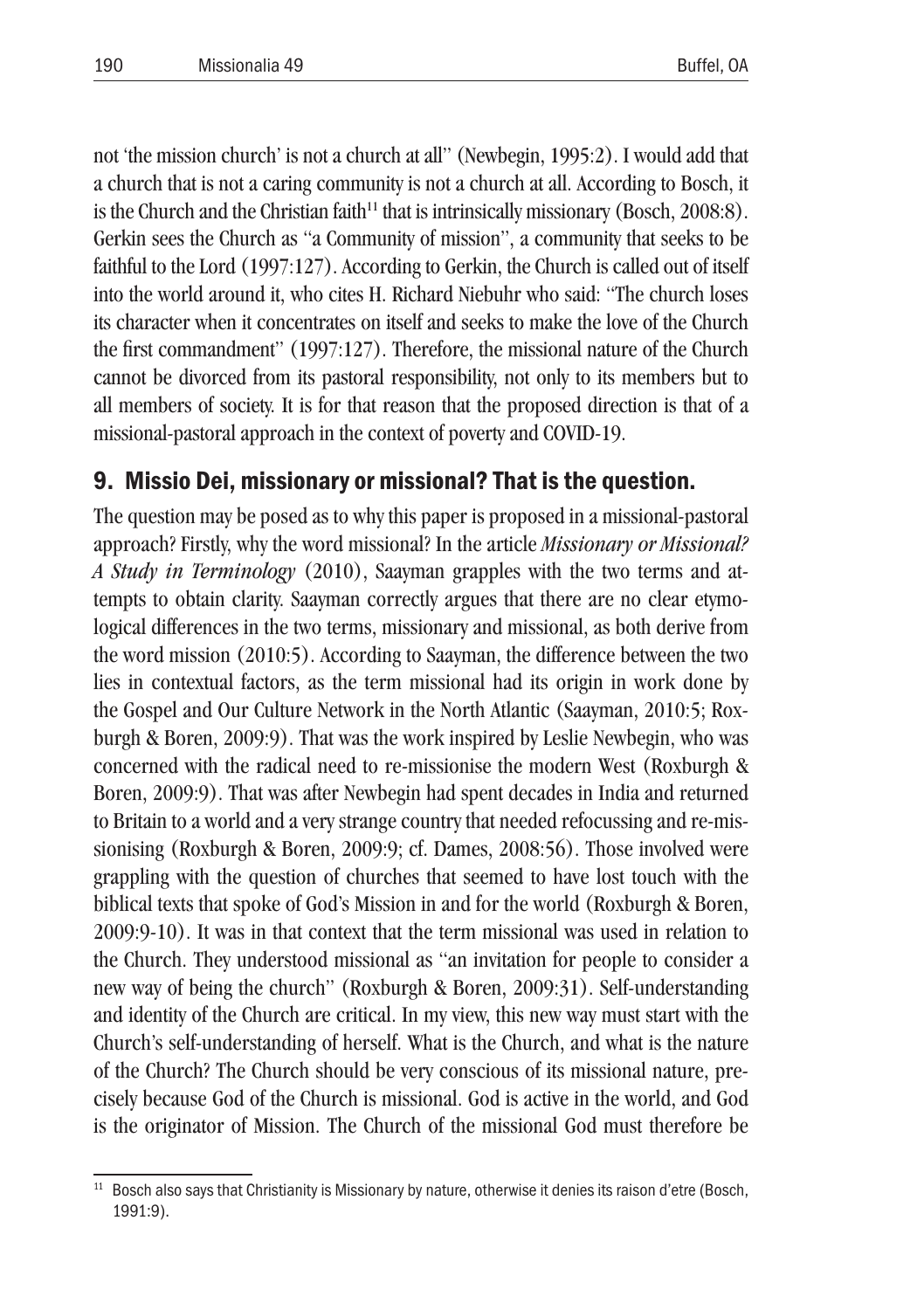not 'the mission church' is not a church at all" (Newbegin, 1995:2). I would add that a church that is not a caring community is not a church at all. According to Bosch, it is the Church and the Christian faith[11] that is intrinsically missionary (Bosch, 2008:8). Gerkin sees the Church as "a Community of mission", a community that seeks to be faithful to the Lord (1997:127). According to Gerkin, the Church is called out of itself into the world around it, who cites H. Richard Niebuhr who said: "The church loses its character when it concentrates on itself and seeks to make the love of the Church the first commandment" (1997:127). Therefore, the missional nature of the Church cannot be divorced from its pastoral responsibility, not only to its members but to all members of society. It is for that reason that the proposed direction is that of a missional-pastoral approach in the context of poverty and COVID-19.

## 9. Missio Dei, missionary or missional? That is the question.

The question may be posed as to why this paper is proposed in a missional-pastoral approach? Firstly, why the word missional? In the article *Missionary or Missional? A Study in Terminology* (2010), Saayman grapples with the two terms and attempts to obtain clarity. Saayman correctly argues that there are no clear etymological differences in the two terms, missionary and missional, as both derive from the word mission (2010:5). According to Saayman, the difference between the two lies in contextual factors, as the term missional had its origin in work done by the Gospel and Our Culture Network in the North Atlantic (Saayman, 2010:5; Roxburgh & Boren, 2009:9). That was the work inspired by Leslie Newbegin, who was concerned with the radical need to re-missionise the modern West (Roxburgh & Boren, 2009:9). That was after Newbegin had spent decades in India and returned to Britain to a world and a very strange country that needed refocussing and re-missionising (Roxburgh & Boren, 2009:9; cf. Dames, 2008:56). Those involved were grappling with the question of churches that seemed to have lost touch with the biblical texts that spoke of God's Mission in and for the world (Roxburgh & Boren, 2009:9-10). It was in that context that the term missional was used in relation to the Church. They understood missional as "an invitation for people to consider a new way of being the church" (Roxburgh & Boren, 2009:31). Self-understanding and identity of the Church are critical. In my view, this new way must start with the Church's self-understanding of herself. What is the Church, and what is the nature of the Church? The Church should be very conscious of its missional nature, precisely because God of the Church is missional. God is active in the world, and God is the originator of Mission. The Church of the missional God must therefore be

[11] Bosch also says that Christianity is Missionary by nature, otherwise it denies its raison d'etre (Bosch, 1991:9).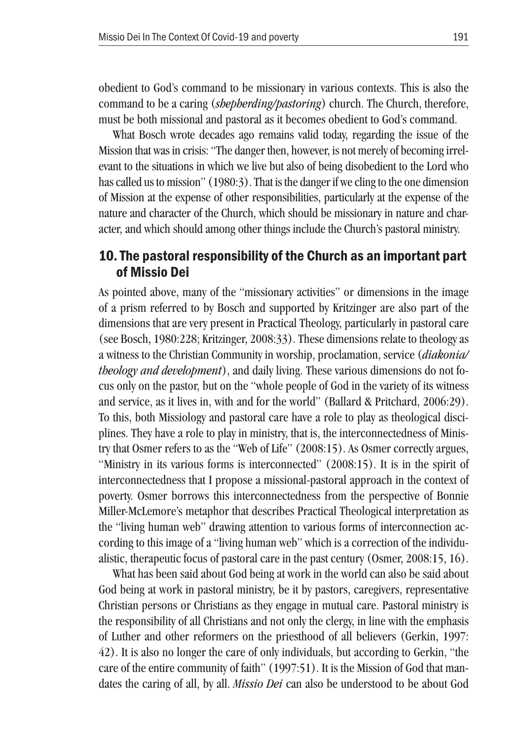obedient to God's command to be missionary in various contexts. This is also the command to be a caring (*shepherding/pastoring*) church. The Church, therefore, must be both missional and pastoral as it becomes obedient to God's command.

What Bosch wrote decades ago remains valid today, regarding the issue of the Mission that was in crisis: "The danger then, however, is not merely of becoming irrelevant to the situations in which we live but also of being disobedient to the Lord who has called us to mission" (1980:3). That is the danger if we cling to the one dimension of Mission at the expense of other responsibilities, particularly at the expense of the nature and character of the Church, which should be missionary in nature and character, and which should among other things include the Church's pastoral ministry.

## 10. The pastoral responsibility of the Church as an important part of Missio Dei

As pointed above, many of the "missionary activities" or dimensions in the image of a prism referred to by Bosch and supported by Kritzinger are also part of the dimensions that are very present in Practical Theology, particularly in pastoral care (see Bosch, 1980:228; Kritzinger, 2008:33). These dimensions relate to theology as a witness to the Christian Community in worship, proclamation, service (*diakonia/ theology and development*), and daily living. These various dimensions do not focus only on the pastor, but on the "whole people of God in the variety of its witness and service, as it lives in, with and for the world" (Ballard & Pritchard, 2006:29). To this, both Missiology and pastoral care have a role to play as theological disciplines. They have a role to play in ministry, that is, the interconnectedness of Ministry that Osmer refers to as the "Web of Life" (2008:15). As Osmer correctly argues, "Ministry in its various forms is interconnected" (2008:15). It is in the spirit of interconnectedness that I propose a missional-pastoral approach in the context of poverty. Osmer borrows this interconnectedness from the perspective of Bonnie Miller-McLemore's metaphor that describes Practical Theological interpretation as the "living human web" drawing attention to various forms of interconnection according to this image of a "living human web" which is a correction of the individualistic, therapeutic focus of pastoral care in the past century (Osmer, 2008:15, 16).

What has been said about God being at work in the world can also be said about God being at work in pastoral ministry, be it by pastors, caregivers, representative Christian persons or Christians as they engage in mutual care. Pastoral ministry is the responsibility of all Christians and not only the clergy, in line with the emphasis of Luther and other reformers on the priesthood of all believers (Gerkin, 1997: 42). It is also no longer the care of only individuals, but according to Gerkin, "the care of the entire community of faith" (1997:51). It is the Mission of God that mandates the caring of all, by all. *Missio Dei* can also be understood to be about God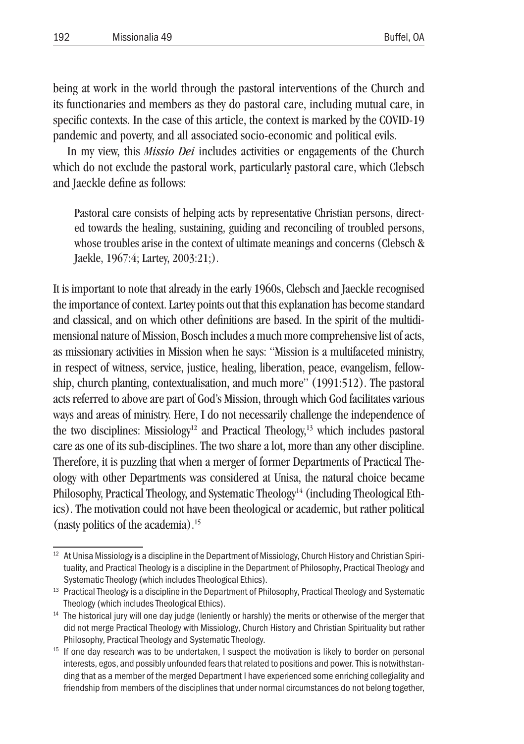being at work in the world through the pastoral interventions of the Church and its functionaries and members as they do pastoral care, including mutual care, in specific contexts. In the case of this article, the context is marked by the COVID-19 pandemic and poverty, and all associated socio-economic and political evils.

In my view, this *Missio Dei* includes activities or engagements of the Church which do not exclude the pastoral work, particularly pastoral care, which Clebsch and Jaeckle define as follows:

> Pastoral care consists of helping acts by representative Christian persons, directed towards the healing, sustaining, guiding and reconciling of troubled persons, whose troubles arise in the context of ultimate meanings and concerns (Clebsch & Jaekle, 1967:4; Lartey, 2003:21;).

It is important to note that already in the early 1960s, Clebsch and Jaeckle recognised the importance of context. Lartey points out that this explanation has become standard and classical, and on which other definitions are based. In the spirit of the multidimensional nature of Mission, Bosch includes a much more comprehensive list of acts, as missionary activities in Mission when he says: "Mission is a multifaceted ministry, in respect of witness, service, justice, healing, liberation, peace, evangelism, fellowship, church planting, contextualisation, and much more" (1991:512). The pastoral acts referred to above are part of God's Mission, through which God facilitates various ways and areas of ministry. Here, I do not necessarily challenge the independence of the two disciplines: Missiology[12] and Practical Theology,[13] which includes pastoral care as one of its sub-disciplines. The two share a lot, more than any other discipline. Therefore, it is puzzling that when a merger of former Departments of Practical Theology with other Departments was considered at Unisa, the natural choice became Philosophy, Practical Theology, and Systematic Theology[14] (including Theological Ethics). The motivation could not have been theological or academic, but rather political (nasty politics of the academia).[15]

---

[12] At Unisa Missiology is a discipline in the Department of Missiology, Church History and Christian Spirituality, and Practical Theology is a discipline in the Department of Philosophy, Practical Theology and Systematic Theology (which includes Theological Ethics).

[13] Practical Theology is a discipline in the Department of Philosophy, Practical Theology and Systematic Theology (which includes Theological Ethics).

[14] The historical jury will one day judge (leniently or harshly) the merits or otherwise of the merger that did not merge Practical Theology with Missiology, Church History and Christian Spirituality but rather Philosophy, Practical Theology and Systematic Theology.

[15] If one day research was to be undertaken, I suspect the motivation is likely to border on personal interests, egos, and possibly unfounded fears that related to positions and power. This is notwithstanding that as a member of the merged Department I have experienced some enriching collegiality and friendship from members of the disciplines that under normal circumstances do not belong together,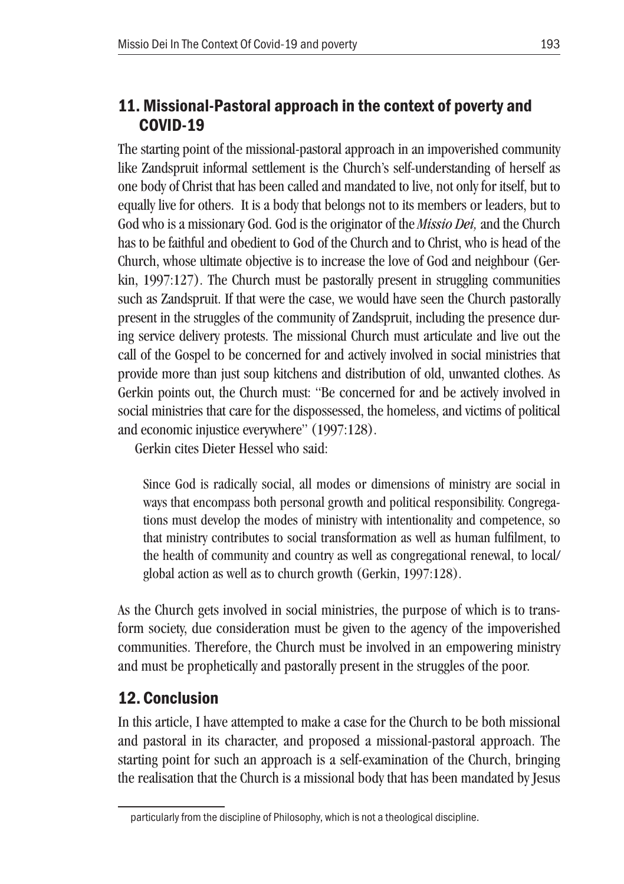## 11. Missional-Pastoral approach in the context of poverty and COVID-19

The starting point of the missional-pastoral approach in an impoverished community like Zandspruit informal settlement is the Church's self-understanding of herself as one body of Christ that has been called and mandated to live, not only for itself, but to equally live for others. It is a body that belongs not to its members or leaders, but to God who is a missionary God. God is the originator of the *Missio Dei,* and the Church has to be faithful and obedient to God of the Church and to Christ, who is head of the Church, whose ultimate objective is to increase the love of God and neighbour (Gerkin, 1997:127). The Church must be pastorally present in struggling communities such as Zandspruit. If that were the case, we would have seen the Church pastorally present in the struggles of the community of Zandspruit, including the presence during service delivery protests. The missional Church must articulate and live out the call of the Gospel to be concerned for and actively involved in social ministries that provide more than just soup kitchens and distribution of old, unwanted clothes. As Gerkin points out, the Church must: "Be concerned for and be actively involved in social ministries that care for the dispossessed, the homeless, and victims of political and economic injustice everywhere" (1997:128).

Gerkin cites Dieter Hessel who said:

> Since God is radically social, all modes or dimensions of ministry are social in ways that encompass both personal growth and political responsibility. Congregations must develop the modes of ministry with intentionality and competence, so that ministry contributes to social transformation as well as human fulfilment, to the health of community and country as well as congregational renewal, to local/global action as well as to church growth (Gerkin, 1997:128).

As the Church gets involved in social ministries, the purpose of which is to transform society, due consideration must be given to the agency of the impoverished communities. Therefore, the Church must be involved in an empowering ministry and must be prophetically and pastorally present in the struggles of the poor.

## 12. Conclusion

In this article, I have attempted to make a case for the Church to be both missional and pastoral in its character, and proposed a missional-pastoral approach. The starting point for such an approach is a self-examination of the Church, bringing the realisation that the Church is a missional body that has been mandated by Jesus

particularly from the discipline of Philosophy, which is not a theological discipline.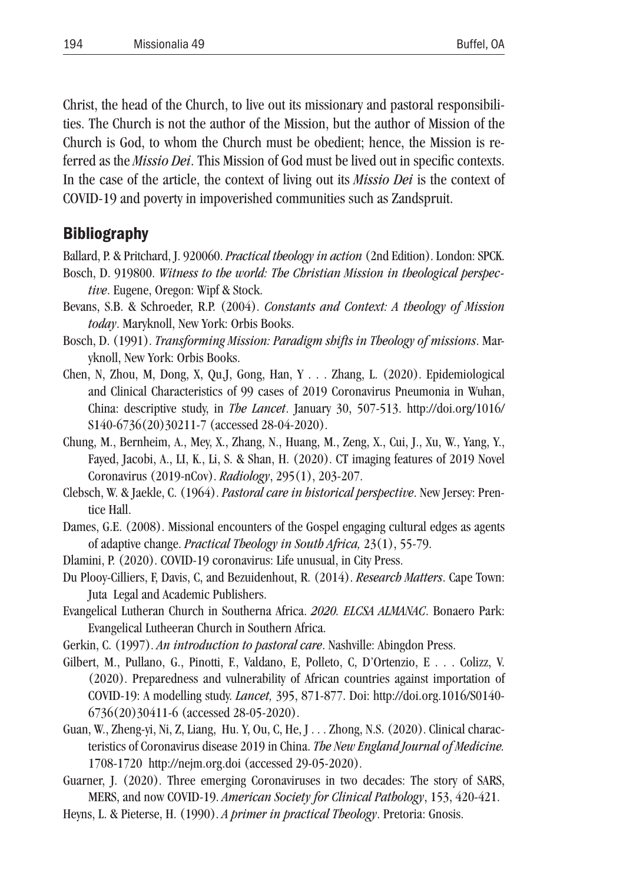Christ, the head of the Church, to live out its missionary and pastoral responsibilities. The Church is not the author of the Mission, but the author of Mission of the Church is God, to whom the Church must be obedient; hence, the Mission is referred as the *Missio Dei*. This Mission of God must be lived out in specific contexts. In the case of the article, the context of living out its *Missio Dei* is the context of COVID-19 and poverty in impoverished communities such as Zandspruit.

## Bibliography

Ballard, P. & Pritchard, J. 920060. *Practical theology in action* (2nd Edition). London: SPCK.

Bosch, D. 919800. *Witness to the world: The Christian Mission in theological perspective*. Eugene, Oregon: Wipf & Stock.

Bevans, S.B. & Schroeder, R.P. (2004). *Constants and Context: A theology of Mission today*. Maryknoll, New York: Orbis Books.

Bosch, D. (1991). *Transforming Mission: Paradigm shifts in Theology of missions*. Maryknoll, New York: Orbis Books.

Chen, N, Zhou, M, Dong, X, Qu,J, Gong, Han, Y . . . Zhang, L. (2020). Epidemiological and Clinical Characteristics of 99 cases of 2019 Coronavirus Pneumonia in Wuhan, China: descriptive study, in *The Lancet*. January 30, 507-513. http://doi.org/1016/S140-6736(20)30211-7 (accessed 28-04-2020).

Chung, M., Bernheim, A., Mey, X., Zhang, N., Huang, M., Zeng, X., Cui, J., Xu, W., Yang, Y., Fayed, Jacobi, A., LI, K., Li, S. & Shan, H. (2020). CT imaging features of 2019 Novel Coronavirus (2019-nCov). *Radiology*, 295(1), 203-207.

Clebsch, W. & Jaekle, C. (1964). *Pastoral care in historical perspective*. New Jersey: Prentice Hall.

Dames, G.E. (2008). Missional encounters of the Gospel engaging cultural edges as agents of adaptive change. *Practical Theology in South Africa,* 23(1), 55-79.

Dlamini, P. (2020). COVID-19 coronavirus: Life unusual, in City Press.

Du Plooy-Cilliers, F, Davis, C, and Bezuidenhout, R. (2014). *Research Matters*. Cape Town: Juta Legal and Academic Publishers.

Evangelical Lutheran Church in Southerna Africa. *2020. ELCSA ALMANAC*. Bonaero Park: Evangelical Lutheeran Church in Southern Africa.

Gerkin, C. (1997). *An introduction to pastoral care*. Nashville: Abingdon Press.

Gilbert, M., Pullano, G., Pinotti, F., Valdano, E, Polleto, C, D'Ortenzio, E . . . Colizz, V. (2020). Preparedness and vulnerability of African countries against importation of COVID-19: A modelling study. *Lancet,* 395, 871-877. Doi: http://doi.org.1016/S0140-6736(20)30411-6 (accessed 28-05-2020).

Guan, W., Zheng-yi, Ni, Z, Liang, Hu. Y, Ou, C, He, J . . . Zhong, N.S. (2020). Clinical characteristics of Coronavirus disease 2019 in China. *The New England Journal of Medicine.* 1708-1720 http://nejm.org.doi (accessed 29-05-2020).

Guarner, J. (2020). Three emerging Coronaviruses in two decades: The story of SARS, MERS, and now COVID-19. *American Society for Clinical Pathology*, 153, 420-421.

Heyns, L. & Pieterse, H. (1990). *A primer in practical Theology*. Pretoria: Gnosis.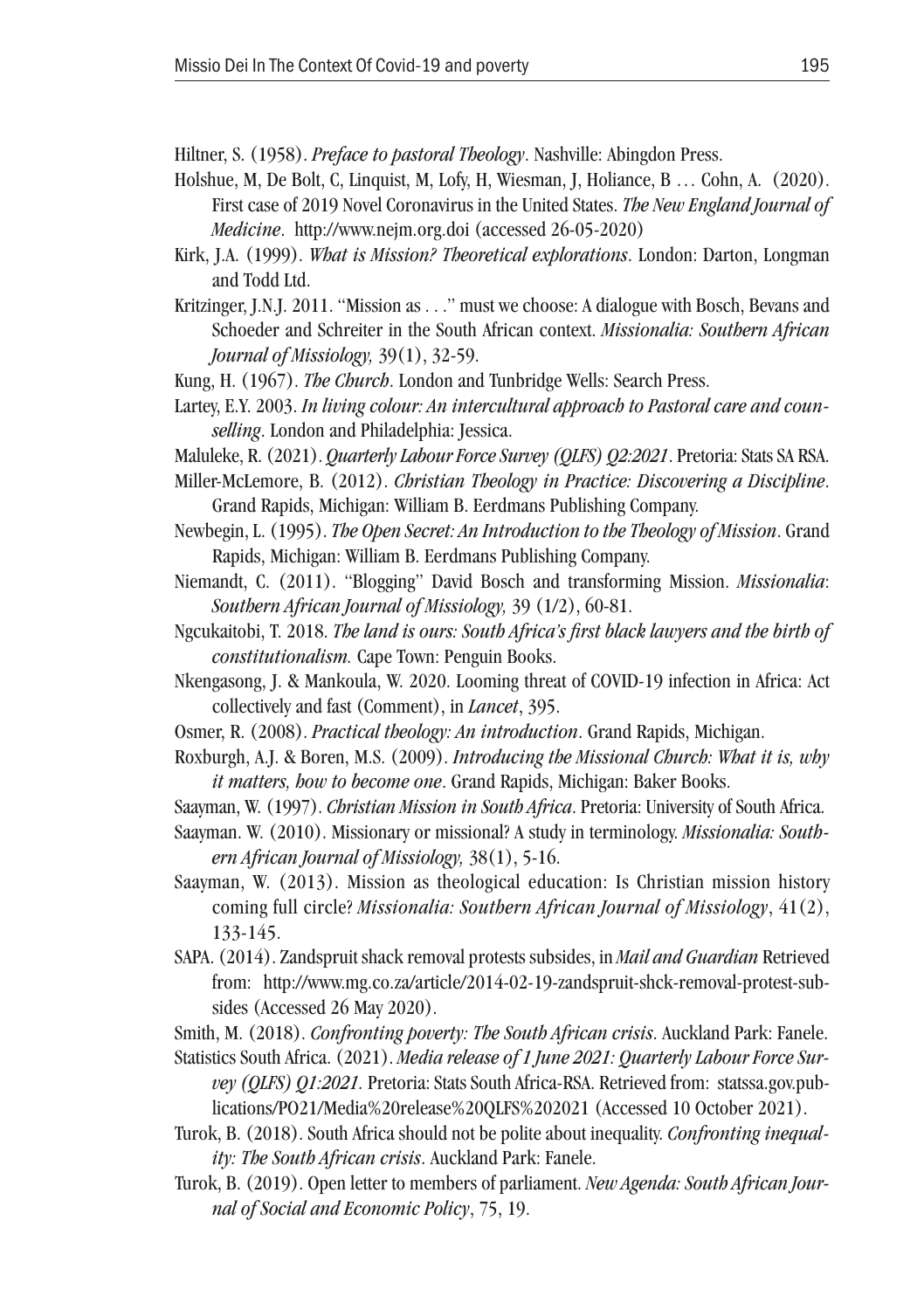Hiltner, S. (1958). *Preface to pastoral Theology*. Nashville: Abingdon Press.

Holshue, M, De Bolt, C, Linquist, M, Lofy, H, Wiesman, J, Holiance, B … Cohn, A. (2020). First case of 2019 Novel Coronavirus in the United States. *The New England Journal of Medicine*. http://www.nejm.org.doi (accessed 26-05-2020)

Kirk, J.A. (1999). *What is Mission? Theoretical explorations*. London: Darton, Longman and Todd Ltd.

Kritzinger, J.N.J. 2011. "Mission as . . ." must we choose: A dialogue with Bosch, Bevans and Schoeder and Schreiter in the South African context. *Missionalia: Southern African Journal of Missiology,* 39(1), 32-59.

Kung, H. (1967). *The Church*. London and Tunbridge Wells: Search Press.

Lartey, E.Y. 2003. *In living colour: An intercultural approach to Pastoral care and counselling*. London and Philadelphia: Jessica.

Maluleke, R. (2021). *Quarterly Labour Force Survey (QLFS) Q2:2021*. Pretoria: Stats SA RSA.

Miller-McLemore, B. (2012). *Christian Theology in Practice: Discovering a Discipline*. Grand Rapids, Michigan: William B. Eerdmans Publishing Company.

Newbegin, L. (1995). *The Open Secret: An Introduction to the Theology of Mission*. Grand Rapids, Michigan: William B. Eerdmans Publishing Company.

Niemandt, C. (2011). "Blogging" David Bosch and transforming Mission. *Missionalia*: *Southern African Journal of Missiology,* 39 (1/2), 60-81.

Ngcukaitobi, T. 2018. *The land is ours: South Africa's first black lawyers and the birth of constitutionalism.* Cape Town: Penguin Books.

Nkengasong, J. & Mankoula, W. 2020. Looming threat of COVID-19 infection in Africa: Act collectively and fast (Comment), in *Lancet*, 395.

Osmer, R. (2008). *Practical theology: An introduction*. Grand Rapids, Michigan.

Roxburgh, A.J. & Boren, M.S. (2009). *Introducing the Missional Church: What it is, why it matters, how to become one*. Grand Rapids, Michigan: Baker Books.

Saayman, W. (1997). *Christian Mission in South Africa*. Pretoria: University of South Africa.

Saayman. W. (2010). Missionary or missional? A study in terminology. *Missionalia: Southern African Journal of Missiology,* 38(1), 5-16.

Saayman, W. (2013). Mission as theological education: Is Christian mission history coming full circle? *Missionalia: Southern African Journal of Missiology*, 41(2), 133-145.

SAPA. (2014). Zandspruit shack removal protests subsides, in *Mail and Guardian* Retrieved from: http://www.mg.co.za/article/2014-02-19-zandspruit-shck-removal-protest-subsides (Accessed 26 May 2020).

Smith, M. (2018). *Confronting poverty: The South African crisis*. Auckland Park: Fanele.

Statistics South Africa. (2021). *Media release of 1 June 2021: Quarterly Labour Force Survey (QLFS) Q1:2021.* Pretoria: Stats South Africa-RSA. Retrieved from: statssa.gov.publications/PO21/Media%20release%20QLFS%202021 (Accessed 10 October 2021).

Turok, B. (2018). South Africa should not be polite about inequality. *Confronting inequality: The South African crisis*. Auckland Park: Fanele.

Turok, B. (2019). Open letter to members of parliament. *New Agenda: South African Journal of Social and Economic Policy*, 75, 19.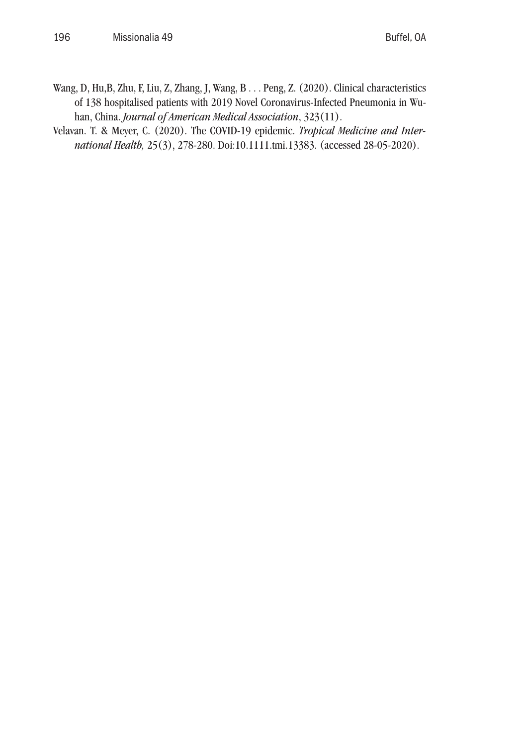Wang, D, Hu,B, Zhu, F, Liu, Z, Zhang, J, Wang, B . . . Peng, Z. (2020). Clinical characteristics of 138 hospitalised patients with 2019 Novel Coronavirus-Infected Pneumonia in Wuhan, China. *Journal of American Medical Association*, 323(11).

Velavan. T. & Meyer, C. (2020). The COVID-19 epidemic. *Tropical Medicine and International Health,* 25(3), 278-280. Doi:10.1111.tmi.13383. (accessed 28-05-2020).